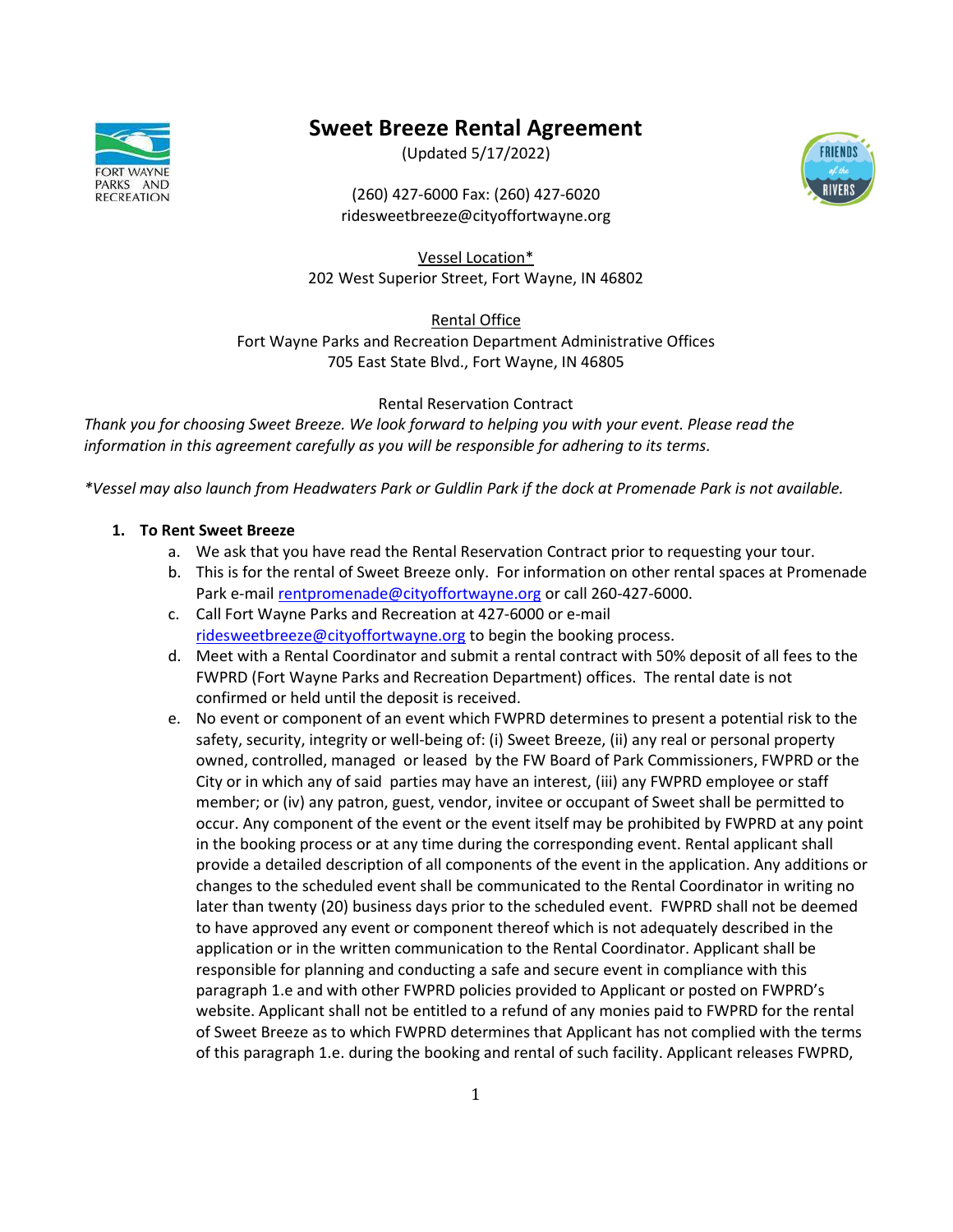# Sweet Breeze Rental Agreement

(Updated 5/17/2022)

(260) 427-6000 Fax: (260) 427-6020
ridesweetbreeze@cityoffortwayne.org

Vessel Location*
202 West Superior Street, Fort Wayne, IN 46802

Rental Office
Fort Wayne Parks and Recreation Department Administrative Offices
705 East State Blvd., Fort Wayne, IN 46805

Rental Reservation Contract

*Thank you for choosing Sweet Breeze. We look forward to helping you with your event. Please read the information in this agreement carefully as you will be responsible for adhering to its terms.*

*\*Vessel may also launch from Headwaters Park or Guldlin Park if the dock at Promenade Park is not available.*

1. **To Rent Sweet Breeze**
   a. We ask that you have read the Rental Reservation Contract prior to requesting your tour.
   b. This is for the rental of Sweet Breeze only. For information on other rental spaces at Promenade Park e-mail rentpromenade@cityoffortwayne.org or call 260-427-6000.
   c. Call Fort Wayne Parks and Recreation at 427-6000 or e-mail ridesweetbreeze@cityoffortwayne.org to begin the booking process.
   d. Meet with a Rental Coordinator and submit a rental contract with 50% deposit of all fees to the FWPRD (Fort Wayne Parks and Recreation Department) offices. The rental date is not confirmed or held until the deposit is received.
   e. No event or component of an event which FWPRD determines to present a potential risk to the safety, security, integrity or well-being of: (i) Sweet Breeze, (ii) any real or personal property owned, controlled, managed or leased by the FW Board of Park Commissioners, FWPRD or the City or in which any of said parties may have an interest, (iii) any FWPRD employee or staff member; or (iv) any patron, guest, vendor, invitee or occupant of Sweet shall be permitted to occur. Any component of the event or the event itself may be prohibited by FWPRD at any point in the booking process or at any time during the corresponding event. Rental applicant shall provide a detailed description of all components of the event in the application. Any additions or changes to the scheduled event shall be communicated to the Rental Coordinator in writing no later than twenty (20) business days prior to the scheduled event. FWPRD shall not be deemed to have approved any event or component thereof which is not adequately described in the application or in the written communication to the Rental Coordinator. Applicant shall be responsible for planning and conducting a safe and secure event in compliance with this paragraph 1.e and with other FWPRD policies provided to Applicant or posted on FWPRD's website. Applicant shall not be entitled to a refund of any monies paid to FWPRD for the rental of Sweet Breeze as to which FWPRD determines that Applicant has not complied with the terms of this paragraph 1.e. during the booking and rental of such facility. Applicant releases FWPRD,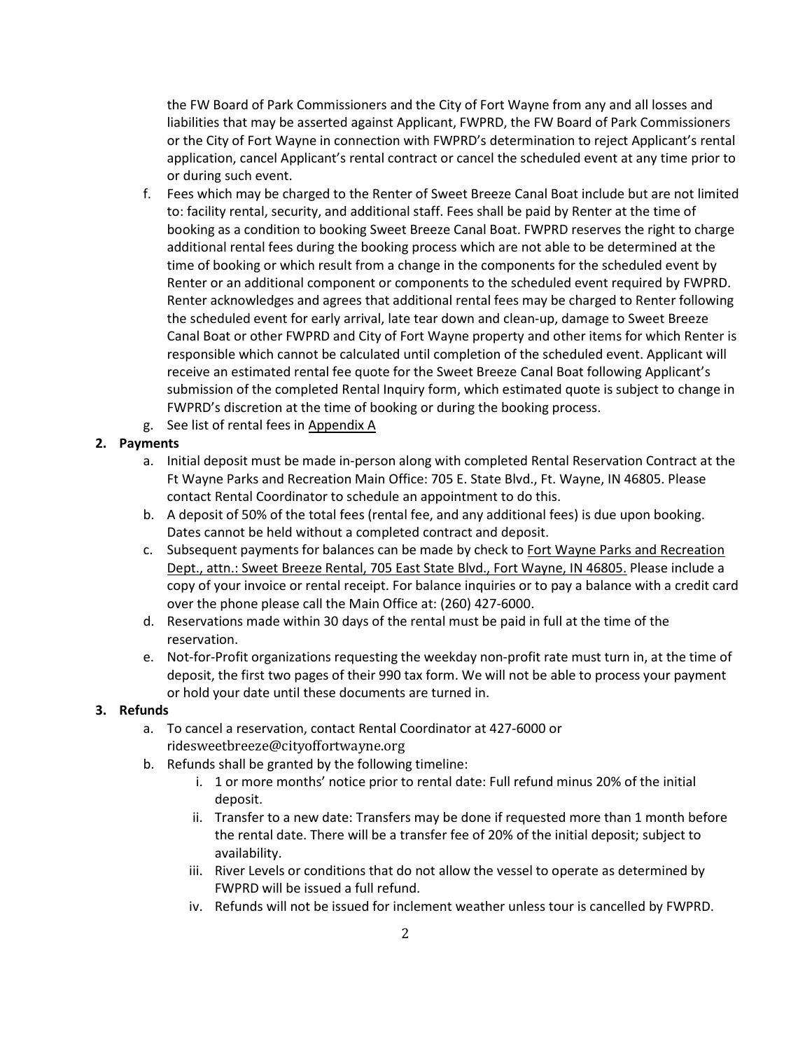the FW Board of Park Commissioners and the City of Fort Wayne from any and all losses and liabilities that may be asserted against Applicant, FWPRD, the FW Board of Park Commissioners or the City of Fort Wayne in connection with FWPRD's determination to reject Applicant's rental application, cancel Applicant's rental contract or cancel the scheduled event at any time prior to or during such event.

f. Fees which may be charged to the Renter of Sweet Breeze Canal Boat include but are not limited to: facility rental, security, and additional staff. Fees shall be paid by Renter at the time of booking as a condition to booking Sweet Breeze Canal Boat. FWPRD reserves the right to charge additional rental fees during the booking process which are not able to be determined at the time of booking or which result from a change in the components for the scheduled event by Renter or an additional component or components to the scheduled event required by FWPRD. Renter acknowledges and agrees that additional rental fees may be charged to Renter following the scheduled event for early arrival, late tear down and clean-up, damage to Sweet Breeze Canal Boat or other FWPRD and City of Fort Wayne property and other items for which Renter is responsible which cannot be calculated until completion of the scheduled event. Applicant will receive an estimated rental fee quote for the Sweet Breeze Canal Boat following Applicant's submission of the completed Rental Inquiry form, which estimated quote is subject to change in FWPRD's discretion at the time of booking or during the booking process.

g. See list of rental fees in Appendix A

**2. Payments**

a. Initial deposit must be made in-person along with completed Rental Reservation Contract at the Ft Wayne Parks and Recreation Main Office: 705 E. State Blvd., Ft. Wayne, IN 46805. Please contact Rental Coordinator to schedule an appointment to do this.

b. A deposit of 50% of the total fees (rental fee, and any additional fees) is due upon booking. Dates cannot be held without a completed contract and deposit.

c. Subsequent payments for balances can be made by check to Fort Wayne Parks and Recreation Dept., attn.: Sweet Breeze Rental, 705 East State Blvd., Fort Wayne, IN 46805. Please include a copy of your invoice or rental receipt. For balance inquiries or to pay a balance with a credit card over the phone please call the Main Office at: (260) 427-6000.

d. Reservations made within 30 days of the rental must be paid in full at the time of the reservation.

e. Not-for-Profit organizations requesting the weekday non-profit rate must turn in, at the time of deposit, the first two pages of their 990 tax form. We will not be able to process your payment or hold your date until these documents are turned in.

**3. Refunds**

a. To cancel a reservation, contact Rental Coordinator at 427-6000 or ridesweetbreeze@cityoffortwayne.org

b. Refunds shall be granted by the following timeline:

   i. 1 or more months' notice prior to rental date: Full refund minus 20% of the initial deposit.

   ii. Transfer to a new date: Transfers may be done if requested more than 1 month before the rental date. There will be a transfer fee of 20% of the initial deposit; subject to availability.

   iii. River Levels or conditions that do not allow the vessel to operate as determined by FWPRD will be issued a full refund.

   iv. Refunds will not be issued for inclement weather unless tour is cancelled by FWPRD.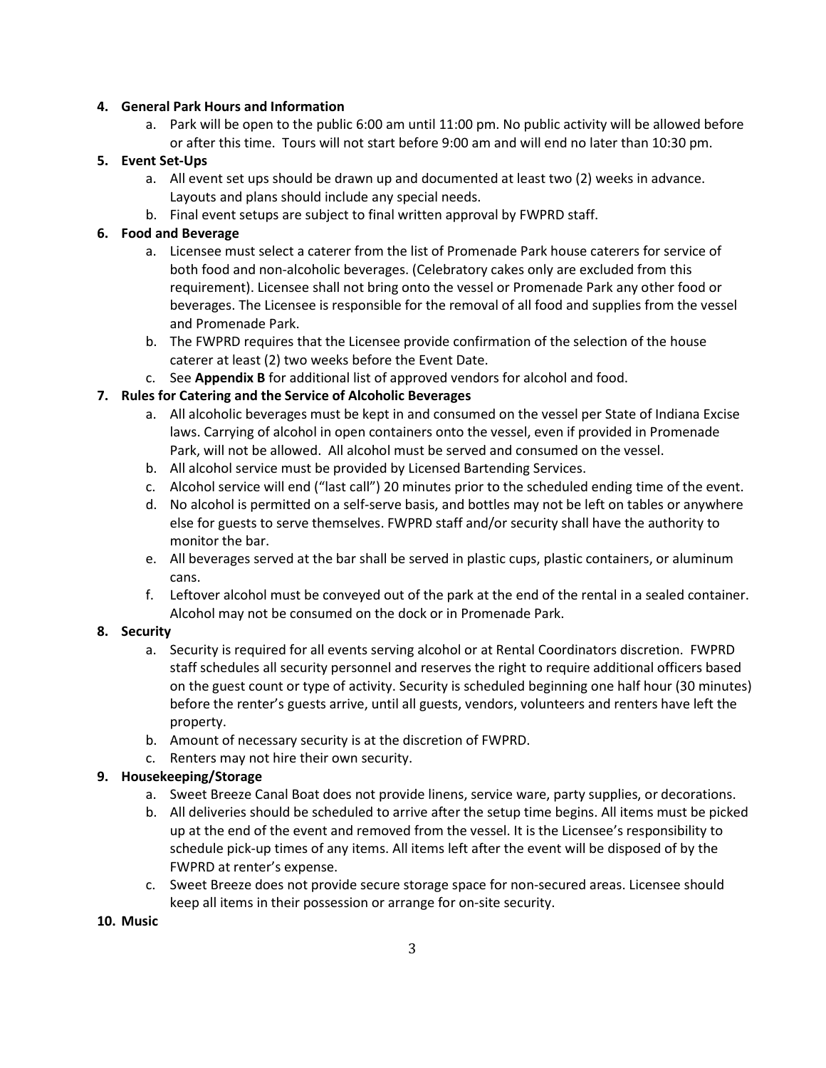**4. General Park Hours and Information**

a. Park will be open to the public 6:00 am until 11:00 pm. No public activity will be allowed before or after this time. Tours will not start before 9:00 am and will end no later than 10:30 pm.

**5. Event Set-Ups**

a. All event set ups should be drawn up and documented at least two (2) weeks in advance. Layouts and plans should include any special needs.

b. Final event setups are subject to final written approval by FWPRD staff.

**6. Food and Beverage**

a. Licensee must select a caterer from the list of Promenade Park house caterers for service of both food and non-alcoholic beverages. (Celebratory cakes only are excluded from this requirement). Licensee shall not bring onto the vessel or Promenade Park any other food or beverages. The Licensee is responsible for the removal of all food and supplies from the vessel and Promenade Park.

b. The FWPRD requires that the Licensee provide confirmation of the selection of the house caterer at least (2) two weeks before the Event Date.

c. See **Appendix B** for additional list of approved vendors for alcohol and food.

**7. Rules for Catering and the Service of Alcoholic Beverages**

a. All alcoholic beverages must be kept in and consumed on the vessel per State of Indiana Excise laws. Carrying of alcohol in open containers onto the vessel, even if provided in Promenade Park, will not be allowed. All alcohol must be served and consumed on the vessel.

b. All alcohol service must be provided by Licensed Bartending Services.

c. Alcohol service will end ("last call") 20 minutes prior to the scheduled ending time of the event.

d. No alcohol is permitted on a self-serve basis, and bottles may not be left on tables or anywhere else for guests to serve themselves. FWPRD staff and/or security shall have the authority to monitor the bar.

e. All beverages served at the bar shall be served in plastic cups, plastic containers, or aluminum cans.

f. Leftover alcohol must be conveyed out of the park at the end of the rental in a sealed container. Alcohol may not be consumed on the dock or in Promenade Park.

**8. Security**

a. Security is required for all events serving alcohol or at Rental Coordinators discretion. FWPRD staff schedules all security personnel and reserves the right to require additional officers based on the guest count or type of activity. Security is scheduled beginning one half hour (30 minutes) before the renter's guests arrive, until all guests, vendors, volunteers and renters have left the property.

b. Amount of necessary security is at the discretion of FWPRD.

c. Renters may not hire their own security.

**9. Housekeeping/Storage**

a. Sweet Breeze Canal Boat does not provide linens, service ware, party supplies, or decorations.

b. All deliveries should be scheduled to arrive after the setup time begins. All items must be picked up at the end of the event and removed from the vessel. It is the Licensee's responsibility to schedule pick-up times of any items. All items left after the event will be disposed of by the FWPRD at renter's expense.

c. Sweet Breeze does not provide secure storage space for non-secured areas. Licensee should keep all items in their possession or arrange for on-site security.

**10. Music**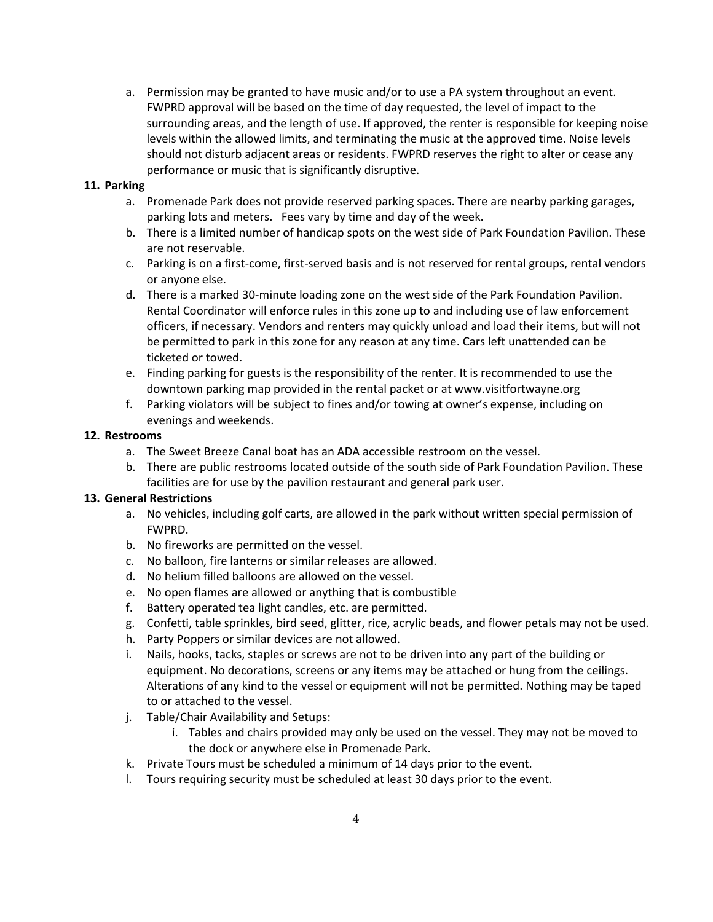a. Permission may be granted to have music and/or to use a PA system throughout an event. FWPRD approval will be based on the time of day requested, the level of impact to the surrounding areas, and the length of use. If approved, the renter is responsible for keeping noise levels within the allowed limits, and terminating the music at the approved time. Noise levels should not disturb adjacent areas or residents. FWPRD reserves the right to alter or cease any performance or music that is significantly disruptive.

**11. Parking**

a. Promenade Park does not provide reserved parking spaces. There are nearby parking garages, parking lots and meters. Fees vary by time and day of the week.

b. There is a limited number of handicap spots on the west side of Park Foundation Pavilion. These are not reservable.

c. Parking is on a first-come, first-served basis and is not reserved for rental groups, rental vendors or anyone else.

d. There is a marked 30-minute loading zone on the west side of the Park Foundation Pavilion. Rental Coordinator will enforce rules in this zone up to and including use of law enforcement officers, if necessary. Vendors and renters may quickly unload and load their items, but will not be permitted to park in this zone for any reason at any time. Cars left unattended can be ticketed or towed.

e. Finding parking for guests is the responsibility of the renter. It is recommended to use the downtown parking map provided in the rental packet or at www.visitfortwayne.org

f. Parking violators will be subject to fines and/or towing at owner's expense, including on evenings and weekends.

**12. Restrooms**

a. The Sweet Breeze Canal boat has an ADA accessible restroom on the vessel.

b. There are public restrooms located outside of the south side of Park Foundation Pavilion. These facilities are for use by the pavilion restaurant and general park user.

**13. General Restrictions**

a. No vehicles, including golf carts, are allowed in the park without written special permission of FWPRD.

b. No fireworks are permitted on the vessel.

c. No balloon, fire lanterns or similar releases are allowed.

d. No helium filled balloons are allowed on the vessel.

e. No open flames are allowed or anything that is combustible

f. Battery operated tea light candles, etc. are permitted.

g. Confetti, table sprinkles, bird seed, glitter, rice, acrylic beads, and flower petals may not be used.

h. Party Poppers or similar devices are not allowed.

i. Nails, hooks, tacks, staples or screws are not to be driven into any part of the building or equipment. No decorations, screens or any items may be attached or hung from the ceilings. Alterations of any kind to the vessel or equipment will not be permitted. Nothing may be taped to or attached to the vessel.

j. Table/Chair Availability and Setups:

   i. Tables and chairs provided may only be used on the vessel. They may not be moved to the dock or anywhere else in Promenade Park.

k. Private Tours must be scheduled a minimum of 14 days prior to the event.

l. Tours requiring security must be scheduled at least 30 days prior to the event.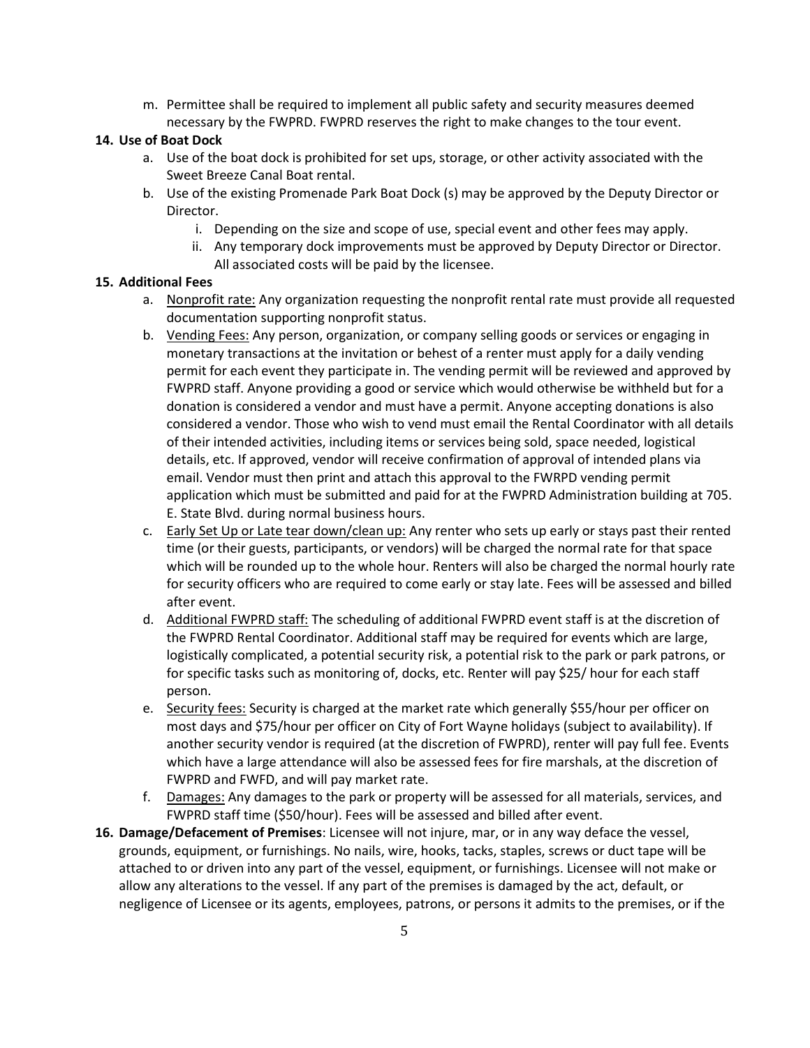m. Permittee shall be required to implement all public safety and security measures deemed necessary by the FWPRD. FWPRD reserves the right to make changes to the tour event.

**14. Use of Boat Dock**

a. Use of the boat dock is prohibited for set ups, storage, or other activity associated with the Sweet Breeze Canal Boat rental.

b. Use of the existing Promenade Park Boat Dock (s) may be approved by the Deputy Director or Director.

i. Depending on the size and scope of use, special event and other fees may apply.

ii. Any temporary dock improvements must be approved by Deputy Director or Director. All associated costs will be paid by the licensee.

**15. Additional Fees**

a. <u>Nonprofit rate:</u> Any organization requesting the nonprofit rental rate must provide all requested documentation supporting nonprofit status.

b. <u>Vending Fees:</u> Any person, organization, or company selling goods or services or engaging in monetary transactions at the invitation or behest of a renter must apply for a daily vending permit for each event they participate in. The vending permit will be reviewed and approved by FWPRD staff. Anyone providing a good or service which would otherwise be withheld but for a donation is considered a vendor and must have a permit. Anyone accepting donations is also considered a vendor. Those who wish to vend must email the Rental Coordinator with all details of their intended activities, including items or services being sold, space needed, logistical details, etc. If approved, vendor will receive confirmation of approval of intended plans via email. Vendor must then print and attach this approval to the FWRPD vending permit application which must be submitted and paid for at the FWPRD Administration building at 705. E. State Blvd. during normal business hours.

c. <u>Early Set Up or Late tear down/clean up:</u> Any renter who sets up early or stays past their rented time (or their guests, participants, or vendors) will be charged the normal rate for that space which will be rounded up to the whole hour. Renters will also be charged the normal hourly rate for security officers who are required to come early or stay late. Fees will be assessed and billed after event.

d. <u>Additional FWPRD staff:</u> The scheduling of additional FWPRD event staff is at the discretion of the FWPRD Rental Coordinator. Additional staff may be required for events which are large, logistically complicated, a potential security risk, a potential risk to the park or park patrons, or for specific tasks such as monitoring of, docks, etc. Renter will pay $25/ hour for each staff person.

e. <u>Security fees:</u> Security is charged at the market rate which generally $55/hour per officer on most days and $75/hour per officer on City of Fort Wayne holidays (subject to availability). If another security vendor is required (at the discretion of FWPRD), renter will pay full fee. Events which have a large attendance will also be assessed fees for fire marshals, at the discretion of FWPRD and FWFD, and will pay market rate.

f. <u>Damages:</u> Any damages to the park or property will be assessed for all materials, services, and FWPRD staff time ($50/hour). Fees will be assessed and billed after event.

**16. Damage/Defacement of Premises**: Licensee will not injure, mar, or in any way deface the vessel, grounds, equipment, or furnishings. No nails, wire, hooks, tacks, staples, screws or duct tape will be attached to or driven into any part of the vessel, equipment, or furnishings. Licensee will not make or allow any alterations to the vessel. If any part of the premises is damaged by the act, default, or negligence of Licensee or its agents, employees, patrons, or persons it admits to the premises, or if the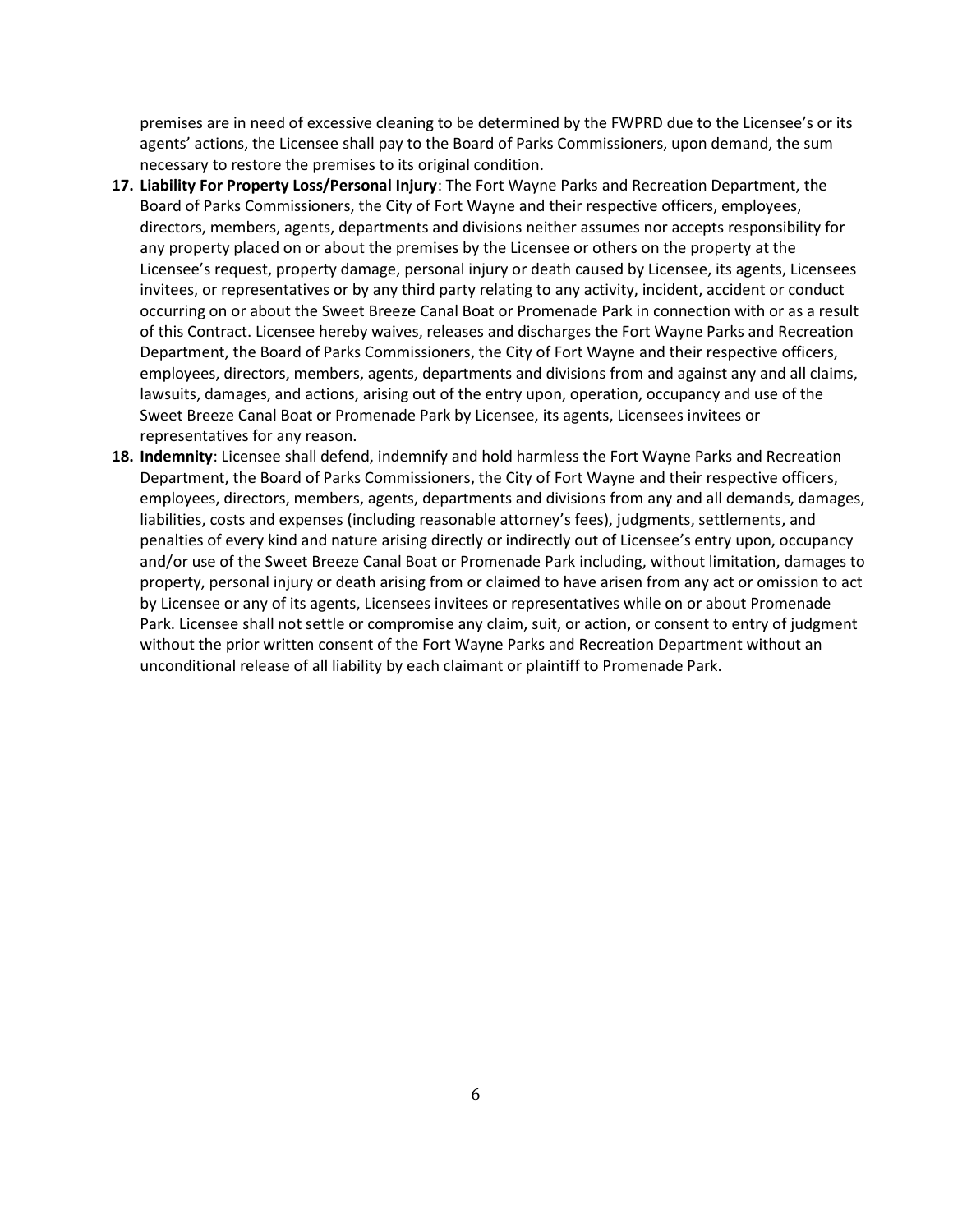premises are in need of excessive cleaning to be determined by the FWPRD due to the Licensee's or its agents' actions, the Licensee shall pay to the Board of Parks Commissioners, upon demand, the sum necessary to restore the premises to its original condition.

17. **Liability For Property Loss/Personal Injury**: The Fort Wayne Parks and Recreation Department, the Board of Parks Commissioners, the City of Fort Wayne and their respective officers, employees, directors, members, agents, departments and divisions neither assumes nor accepts responsibility for any property placed on or about the premises by the Licensee or others on the property at the Licensee's request, property damage, personal injury or death caused by Licensee, its agents, Licensees invitees, or representatives or by any third party relating to any activity, incident, accident or conduct occurring on or about the Sweet Breeze Canal Boat or Promenade Park in connection with or as a result of this Contract. Licensee hereby waives, releases and discharges the Fort Wayne Parks and Recreation Department, the Board of Parks Commissioners, the City of Fort Wayne and their respective officers, employees, directors, members, agents, departments and divisions from and against any and all claims, lawsuits, damages, and actions, arising out of the entry upon, operation, occupancy and use of the Sweet Breeze Canal Boat or Promenade Park by Licensee, its agents, Licensees invitees or representatives for any reason.
18. **Indemnity**: Licensee shall defend, indemnify and hold harmless the Fort Wayne Parks and Recreation Department, the Board of Parks Commissioners, the City of Fort Wayne and their respective officers, employees, directors, members, agents, departments and divisions from any and all demands, damages, liabilities, costs and expenses (including reasonable attorney's fees), judgments, settlements, and penalties of every kind and nature arising directly or indirectly out of Licensee's entry upon, occupancy and/or use of the Sweet Breeze Canal Boat or Promenade Park including, without limitation, damages to property, personal injury or death arising from or claimed to have arisen from any act or omission to act by Licensee or any of its agents, Licensees invitees or representatives while on or about Promenade Park. Licensee shall not settle or compromise any claim, suit, or action, or consent to entry of judgment without the prior written consent of the Fort Wayne Parks and Recreation Department without an unconditional release of all liability by each claimant or plaintiff to Promenade Park.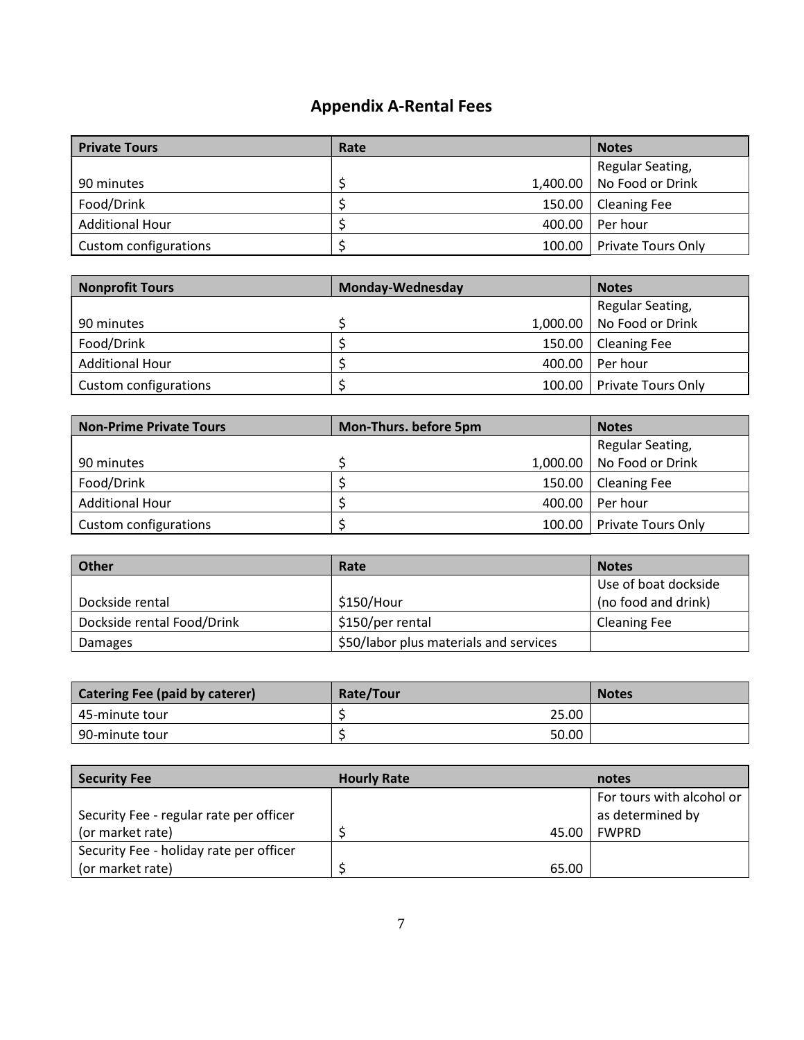## Appendix A-Rental Fees

| Private Tours | Rate | Notes |
|---|---|---|
| 90 minutes | $ 1,400.00 | Regular Seating, No Food or Drink |
| Food/Drink | $ 150.00 | Cleaning Fee |
| Additional Hour | $ 400.00 | Per hour |
| Custom configurations | $ 100.00 | Private Tours Only |

| Nonprofit Tours | Monday-Wednesday | Notes |
|---|---|---|
| 90 minutes | $ 1,000.00 | Regular Seating, No Food or Drink |
| Food/Drink | $ 150.00 | Cleaning Fee |
| Additional Hour | $ 400.00 | Per hour |
| Custom configurations | $ 100.00 | Private Tours Only |

| Non-Prime Private Tours | Mon-Thurs. before 5pm | Notes |
|---|---|---|
| 90 minutes | $ 1,000.00 | Regular Seating, No Food or Drink |
| Food/Drink | $ 150.00 | Cleaning Fee |
| Additional Hour | $ 400.00 | Per hour |
| Custom configurations | $ 100.00 | Private Tours Only |

| Other | Rate | Notes |
|---|---|---|
| Dockside rental | $150/Hour | Use of boat dockside (no food and drink) |
| Dockside rental Food/Drink | $150/per rental | Cleaning Fee |
| Damages | $50/labor plus materials and services | |

| Catering Fee (paid by caterer) | Rate/Tour | Notes |
|---|---|---|
| 45-minute tour | $ 25.00 | |
| 90-minute tour | $ 50.00 | |

| Security Fee | Hourly Rate | notes |
|---|---|---|
| Security Fee - regular rate per officer (or market rate) | $ 45.00 | For tours with alcohol or as determined by FWPRD |
| Security Fee - holiday rate per officer (or market rate) | $ 65.00 | |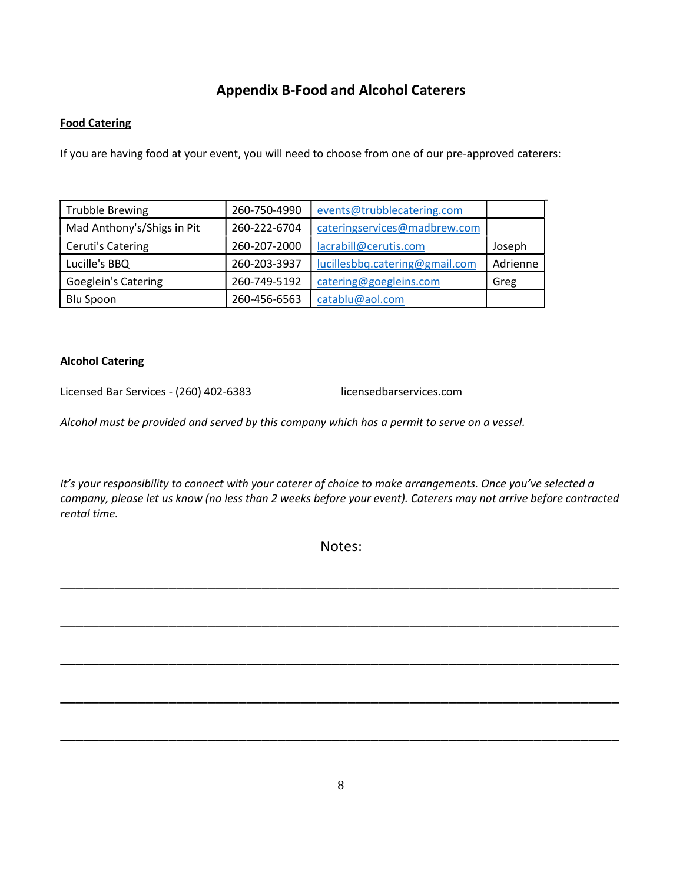# Appendix B-Food and Alcohol Caterers

**Food Catering**

If you are having food at your event, you will need to choose from one of our pre-approved caterers:

| | | | |
|---|---|---|---|
| Trubble Brewing | 260-750-4990 | events@trubblecatering.com | |
| Mad Anthony's/Shigs in Pit | 260-222-6704 | cateringservices@madbrew.com | |
| Ceruti's Catering | 260-207-2000 | lacrabill@cerutis.com | Joseph |
| Lucille's BBQ | 260-203-3937 | lucillesbbq.catering@gmail.com | Adrienne |
| Goeglein's Catering | 260-749-5192 | catering@goegleins.com | Greg |
| Blu Spoon | 260-456-6563 | catablu@aol.com | |

**Alcohol Catering**

Licensed Bar Services - (260) 402-6383 licensedbarservices.com

*Alcohol must be provided and served by this company which has a permit to serve on a vessel.*

*It's your responsibility to connect with your caterer of choice to make arrangements. Once you've selected a company, please let us know (no less than 2 weeks before your event). Caterers may not arrive before contracted rental time.*

Notes:

_______________________________________________________________________________

_______________________________________________________________________________

_______________________________________________________________________________

_______________________________________________________________________________

_______________________________________________________________________________